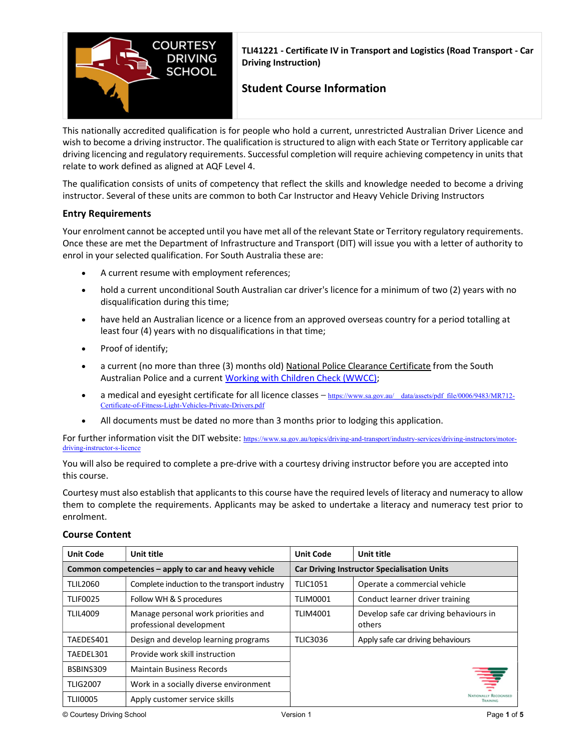# TLI41221 - Certificate IV in Transport and Logistics (Road Transport - Car Driving Instruction)

## Student Course Information

This nationally accredited qualification is for people who hold a current, unrestricted Australian Driver Licence and wish to become a driving instructor. The qualification is structured to align with each State or Territory applicable car driving licencing and regulatory requirements. Successful completion will require achieving competency in units that relate to work defined as aligned at AQF Level 4.

The qualification consists of units of competency that reflect the skills and knowledge needed to become a driving instructor. Several of these units are common to both Car Instructor and Heavy Vehicle Driving Instructors

### Entry Requirements

Your enrolment cannot be accepted until you have met all of the relevant State or Territory regulatory requirements. Once these are met the Department of Infrastructure and Transport (DIT) will issue you with a letter of authority to enrol in your selected qualification. For South Australia these are:

- A current resume with employment references;
- hold a current unconditional South Australian car driver's licence for a minimum of two (2) years with no disqualification during this time;
- have held an Australian licence or a licence from an approved overseas country for a period totalling at least four (4) years with no disqualifications in that time;
- Proof of identify;
- a current (no more than three (3) months old) National Police Clearance Certificate from the South Australian Police and a current Working with Children Check (WWCC);
- a medical and eyesight certificate for all licence classes – https://www.sa.gov.au/__data/assets/pdf_file/0006/9483/MR712-Certificate-of-Fitness-Light-Vehicles-Private-Drivers.pdf
- All documents must be dated no more than 3 months prior to lodging this application.

For further information visit the DIT website: https://www.sa.gov.au/topics/driving-and-transport/industry-services/driving-instructors/motor-driving-instructor-s-licence

You will also be required to complete a pre-drive with a courtesy driving instructor before you are accepted into this course.

Courtesy must also establish that applicants to this course have the required levels of literacy and numeracy to allow them to complete the requirements. Applicants may be asked to undertake a literacy and numeracy test prior to enrolment.

### Course Content

| Unit Code | Unit title | Unit Code | Unit title |
|---|---|---|---|
| **Common competencies – apply to car and heavy vehicle** | | **Car Driving Instructor Specialisation Units** | |
| TLIL2060 | Complete induction to the transport industry | TLIC1051 | Operate a commercial vehicle |
| TLIF0025 | Follow WH & S procedures | TLIM0001 | Conduct learner driver training |
| TLIL4009 | Manage personal work priorities and professional development | TLIM4001 | Develop safe car driving behaviours in others |
| TAEDES401 | Design and develop learning programs | TLIC3036 | Apply safe car driving behaviours |
| TAEDEL301 | Provide work skill instruction | | |
| BSBINS309 | Maintain Business Records | | |
| TLIG2007 | Work in a socially diverse environment | | |
| TLII0005 | Apply customer service skills | | |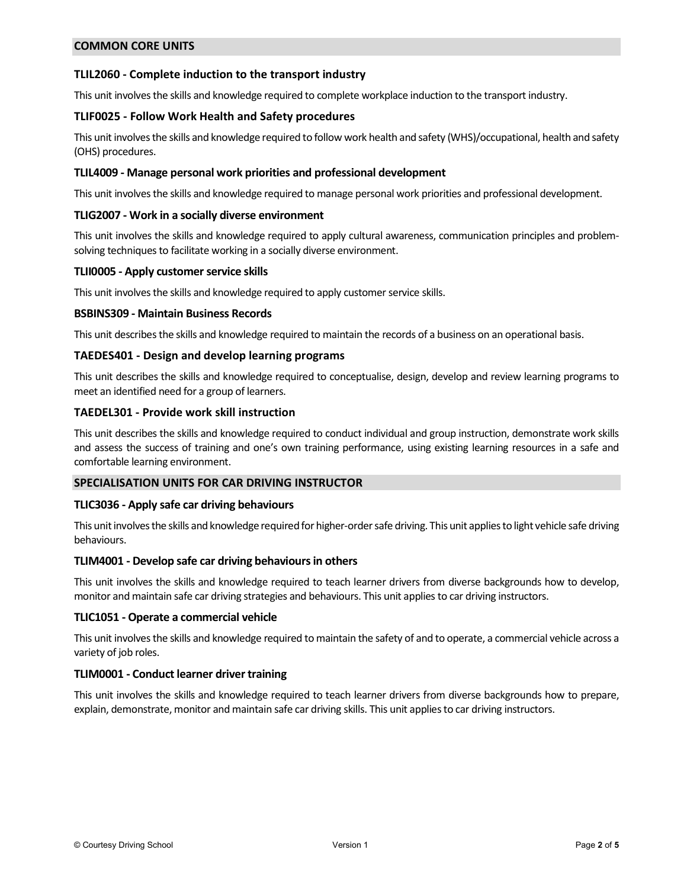## COMMON CORE UNITS

### TLIL2060 - Complete induction to the transport industry

This unit involves the skills and knowledge required to complete workplace induction to the transport industry.

### TLIF0025 - Follow Work Health and Safety procedures

This unit involves the skills and knowledge required to follow work health and safety (WHS)/occupational, health and safety (OHS) procedures.

### TLIL4009 - Manage personal work priorities and professional development

This unit involves the skills and knowledge required to manage personal work priorities and professional development.

### TLIG2007 - Work in a socially diverse environment

This unit involves the skills and knowledge required to apply cultural awareness, communication principles and problem-solving techniques to facilitate working in a socially diverse environment.

### TLII0005 - Apply customer service skills

This unit involves the skills and knowledge required to apply customer service skills.

### BSBINS309 - Maintain Business Records

This unit describes the skills and knowledge required to maintain the records of a business on an operational basis.

### TAEDES401 - Design and develop learning programs

This unit describes the skills and knowledge required to conceptualise, design, develop and review learning programs to meet an identified need for a group of learners.

### TAEDEL301 - Provide work skill instruction

This unit describes the skills and knowledge required to conduct individual and group instruction, demonstrate work skills and assess the success of training and one's own training performance, using existing learning resources in a safe and comfortable learning environment.

## SPECIALISATION UNITS FOR CAR DRIVING INSTRUCTOR

### TLIC3036 - Apply safe car driving behaviours

This unit involves the skills and knowledge required for higher-order safe driving. This unit applies to light vehicle safe driving behaviours.

### TLIM4001 - Develop safe car driving behaviours in others

This unit involves the skills and knowledge required to teach learner drivers from diverse backgrounds how to develop, monitor and maintain safe car driving strategies and behaviours. This unit applies to car driving instructors.

### TLIC1051 - Operate a commercial vehicle

This unit involves the skills and knowledge required to maintain the safety of and to operate, a commercial vehicle across a variety of job roles.

### TLIM0001 - Conduct learner driver training

This unit involves the skills and knowledge required to teach learner drivers from diverse backgrounds how to prepare, explain, demonstrate, monitor and maintain safe car driving skills. This unit applies to car driving instructors.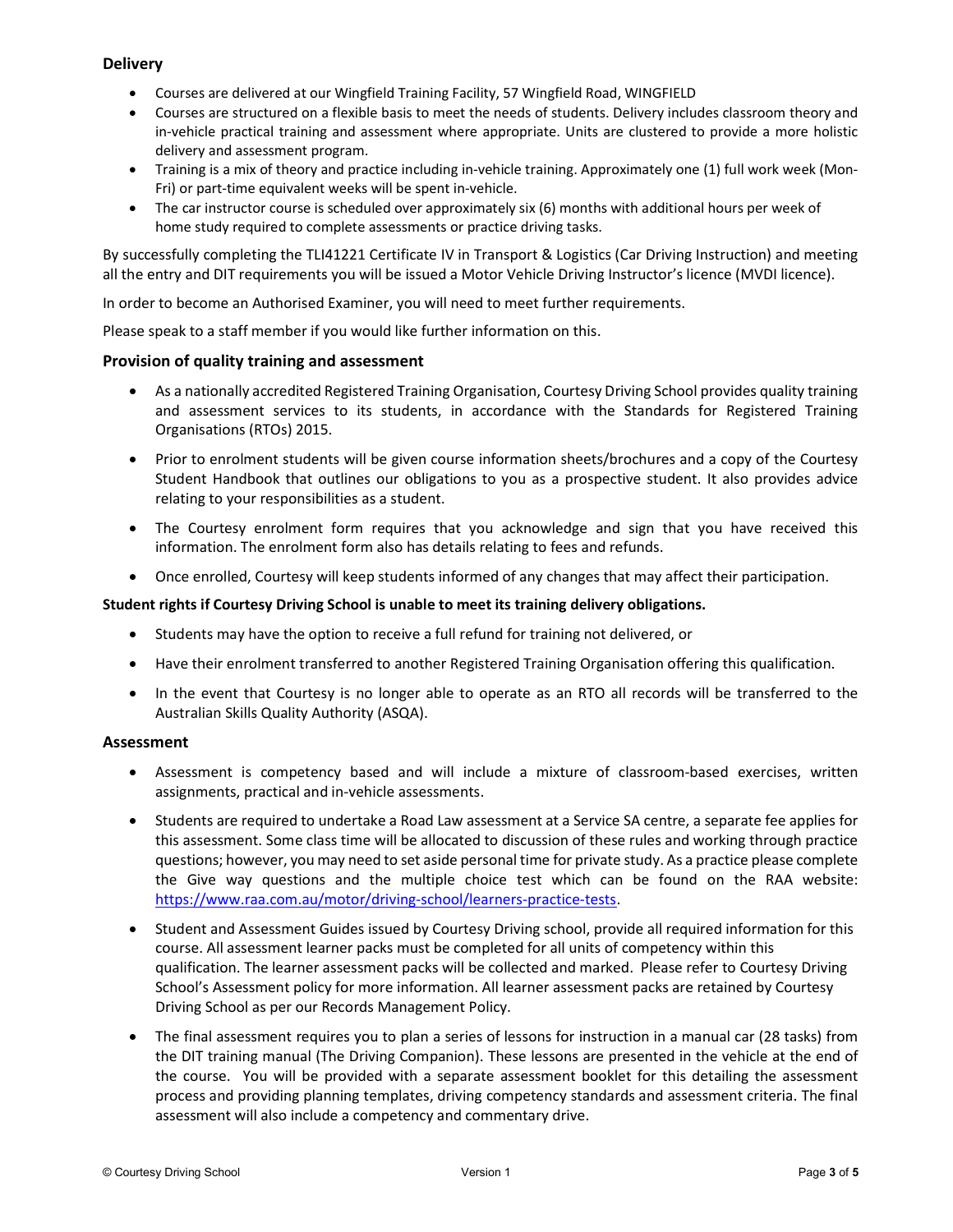## Delivery

- Courses are delivered at our Wingfield Training Facility, 57 Wingfield Road, WINGFIELD
- Courses are structured on a flexible basis to meet the needs of students. Delivery includes classroom theory and in-vehicle practical training and assessment where appropriate. Units are clustered to provide a more holistic delivery and assessment program.
- Training is a mix of theory and practice including in-vehicle training. Approximately one (1) full work week (Mon-Fri) or part-time equivalent weeks will be spent in-vehicle.
- The car instructor course is scheduled over approximately six (6) months with additional hours per week of home study required to complete assessments or practice driving tasks.

By successfully completing the TLI41221 Certificate IV in Transport & Logistics (Car Driving Instruction) and meeting all the entry and DIT requirements you will be issued a Motor Vehicle Driving Instructor's licence (MVDI licence).

In order to become an Authorised Examiner, you will need to meet further requirements.

Please speak to a staff member if you would like further information on this.

## Provision of quality training and assessment

- As a nationally accredited Registered Training Organisation, Courtesy Driving School provides quality training and assessment services to its students, in accordance with the Standards for Registered Training Organisations (RTOs) 2015.
- Prior to enrolment students will be given course information sheets/brochures and a copy of the Courtesy Student Handbook that outlines our obligations to you as a prospective student. It also provides advice relating to your responsibilities as a student.
- The Courtesy enrolment form requires that you acknowledge and sign that you have received this information. The enrolment form also has details relating to fees and refunds.
- Once enrolled, Courtesy will keep students informed of any changes that may affect their participation.

**Student rights if Courtesy Driving School is unable to meet its training delivery obligations.**

- Students may have the option to receive a full refund for training not delivered, or
- Have their enrolment transferred to another Registered Training Organisation offering this qualification.
- In the event that Courtesy is no longer able to operate as an RTO all records will be transferred to the Australian Skills Quality Authority (ASQA).

## Assessment

- Assessment is competency based and will include a mixture of classroom-based exercises, written assignments, practical and in-vehicle assessments.
- Students are required to undertake a Road Law assessment at a Service SA centre, a separate fee applies for this assessment. Some class time will be allocated to discussion of these rules and working through practice questions; however, you may need to set aside personal time for private study. As a practice please complete the Give way questions and the multiple choice test which can be found on the RAA website: https://www.raa.com.au/motor/driving-school/learners-practice-tests.
- Student and Assessment Guides issued by Courtesy Driving school, provide all required information for this course. All assessment learner packs must be completed for all units of competency within this qualification. The learner assessment packs will be collected and marked. Please refer to Courtesy Driving School's Assessment policy for more information. All learner assessment packs are retained by Courtesy Driving School as per our Records Management Policy.
- The final assessment requires you to plan a series of lessons for instruction in a manual car (28 tasks) from the DIT training manual (The Driving Companion). These lessons are presented in the vehicle at the end of the course. You will be provided with a separate assessment booklet for this detailing the assessment process and providing planning templates, driving competency standards and assessment criteria. The final assessment will also include a competency and commentary drive.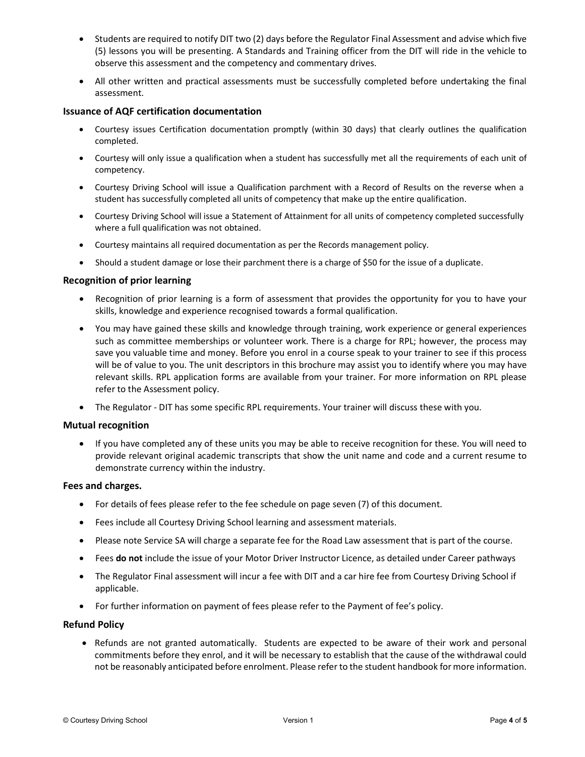- Students are required to notify DIT two (2) days before the Regulator Final Assessment and advise which five (5) lessons you will be presenting. A Standards and Training officer from the DIT will ride in the vehicle to observe this assessment and the competency and commentary drives.
- All other written and practical assessments must be successfully completed before undertaking the final assessment.

### Issuance of AQF certification documentation

- Courtesy issues Certification documentation promptly (within 30 days) that clearly outlines the qualification completed.
- Courtesy will only issue a qualification when a student has successfully met all the requirements of each unit of competency.
- Courtesy Driving School will issue a Qualification parchment with a Record of Results on the reverse when a student has successfully completed all units of competency that make up the entire qualification.
- Courtesy Driving School will issue a Statement of Attainment for all units of competency completed successfully where a full qualification was not obtained.
- Courtesy maintains all required documentation as per the Records management policy.
- Should a student damage or lose their parchment there is a charge of $50 for the issue of a duplicate.

### Recognition of prior learning

- Recognition of prior learning is a form of assessment that provides the opportunity for you to have your skills, knowledge and experience recognised towards a formal qualification.
- You may have gained these skills and knowledge through training, work experience or general experiences such as committee memberships or volunteer work. There is a charge for RPL; however, the process may save you valuable time and money. Before you enrol in a course speak to your trainer to see if this process will be of value to you. The unit descriptors in this brochure may assist you to identify where you may have relevant skills. RPL application forms are available from your trainer. For more information on RPL please refer to the Assessment policy.
- The Regulator - DIT has some specific RPL requirements. Your trainer will discuss these with you.

### Mutual recognition

- If you have completed any of these units you may be able to receive recognition for these. You will need to provide relevant original academic transcripts that show the unit name and code and a current resume to demonstrate currency within the industry.

### Fees and charges.

- For details of fees please refer to the fee schedule on page seven (7) of this document.
- Fees include all Courtesy Driving School learning and assessment materials.
- Please note Service SA will charge a separate fee for the Road Law assessment that is part of the course.
- Fees **do not** include the issue of your Motor Driver Instructor Licence, as detailed under Career pathways
- The Regulator Final assessment will incur a fee with DIT and a car hire fee from Courtesy Driving School if applicable.
- For further information on payment of fees please refer to the Payment of fee's policy.

### Refund Policy

- Refunds are not granted automatically. Students are expected to be aware of their work and personal commitments before they enrol, and it will be necessary to establish that the cause of the withdrawal could not be reasonably anticipated before enrolment. Please refer to the student handbook for more information.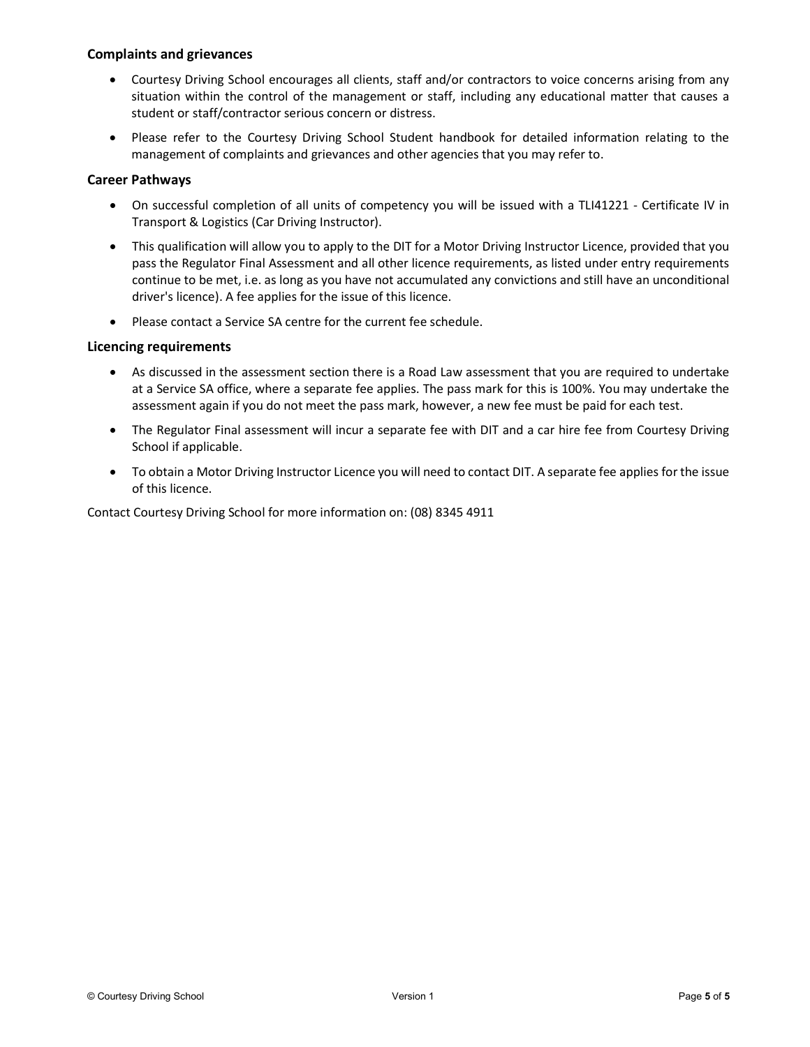### Complaints and grievances

- Courtesy Driving School encourages all clients, staff and/or contractors to voice concerns arising from any situation within the control of the management or staff, including any educational matter that causes a student or staff/contractor serious concern or distress.
- Please refer to the Courtesy Driving School Student handbook for detailed information relating to the management of complaints and grievances and other agencies that you may refer to.

### Career Pathways

- On successful completion of all units of competency you will be issued with a TLI41221 - Certificate IV in Transport & Logistics (Car Driving Instructor).
- This qualification will allow you to apply to the DIT for a Motor Driving Instructor Licence, provided that you pass the Regulator Final Assessment and all other licence requirements, as listed under entry requirements continue to be met, i.e. as long as you have not accumulated any convictions and still have an unconditional driver's licence). A fee applies for the issue of this licence.
- Please contact a Service SA centre for the current fee schedule.

### Licencing requirements

- As discussed in the assessment section there is a Road Law assessment that you are required to undertake at a Service SA office, where a separate fee applies. The pass mark for this is 100%. You may undertake the assessment again if you do not meet the pass mark, however, a new fee must be paid for each test.
- The Regulator Final assessment will incur a separate fee with DIT and a car hire fee from Courtesy Driving School if applicable.
- To obtain a Motor Driving Instructor Licence you will need to contact DIT. A separate fee applies for the issue of this licence.

Contact Courtesy Driving School for more information on: (08) 8345 4911